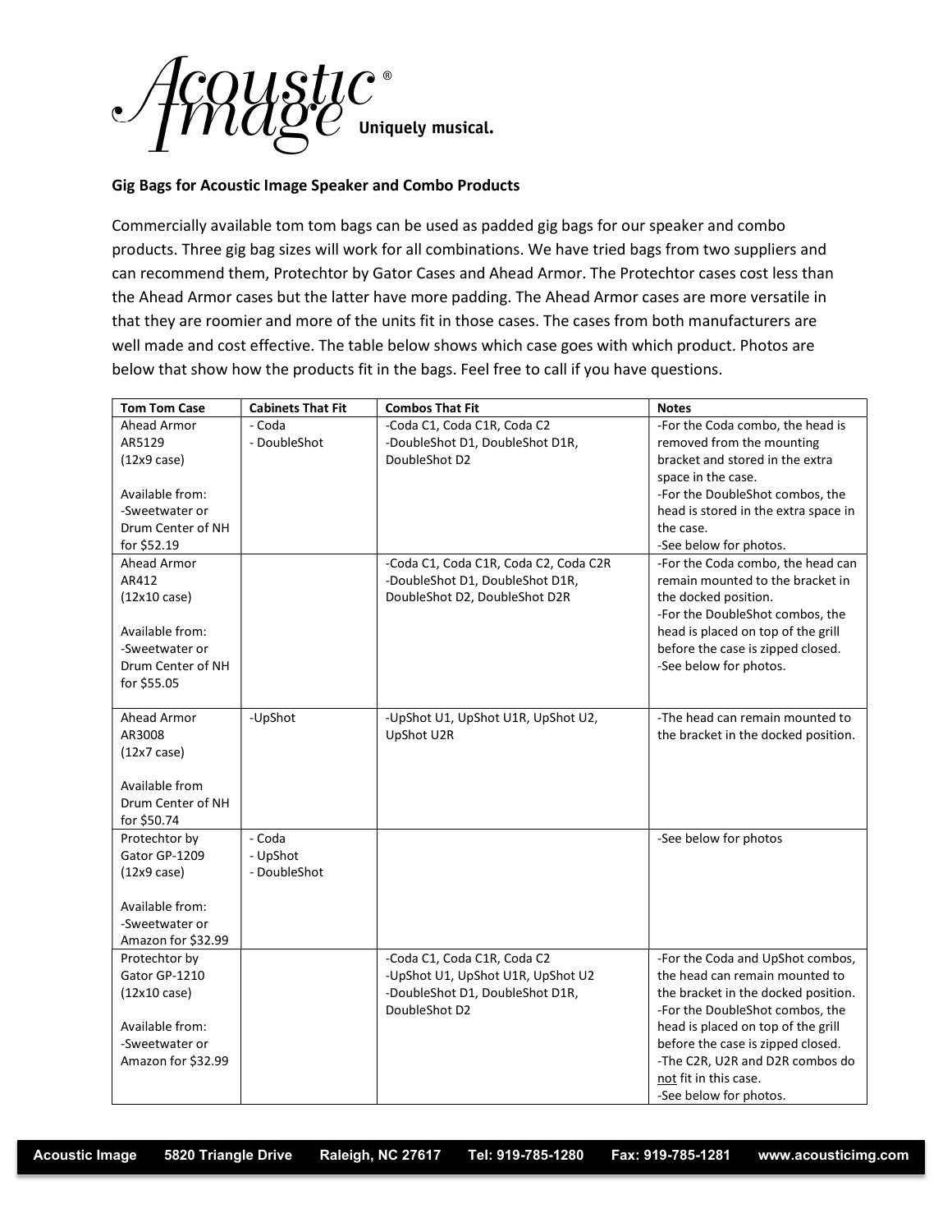**Gig Bags for Acoustic Image Speaker and Combo Products**

Commercially available tom tom bags can be used as padded gig bags for our speaker and combo products. Three gig bag sizes will work for all combinations. We have tried bags from two suppliers and can recommend them, Protechtor by Gator Cases and Ahead Armor. The Protechtor cases cost less than the Ahead Armor cases but the latter have more padding. The Ahead Armor cases are more versatile in that they are roomier and more of the units fit in those cases. The cases from both manufacturers are well made and cost effective. The table below shows which case goes with which product. Photos are below that show how the products fit in the bags. Feel free to call if you have questions.

| Tom Tom Case | Cabinets That Fit | Combos That Fit | Notes |
| --- | --- | --- | --- |
| Ahead Armor AR5129 (12x9 case)<br><br>Available from:<br>-Sweetwater or Drum Center of NH for $52.19 | - Coda<br>- DoubleShot | -Coda C1, Coda C1R, Coda C2<br>-DoubleShot D1, DoubleShot D1R, DoubleShot D2 | -For the Coda combo, the head is removed from the mounting bracket and stored in the extra space in the case.<br>-For the DoubleShot combos, the head is stored in the extra space in the case.<br>-See below for photos. |
| Ahead Armor AR412 (12x10 case)<br><br>Available from:<br>-Sweetwater or Drum Center of NH for $55.05 | | -Coda C1, Coda C1R, Coda C2, Coda C2R<br>-DoubleShot D1, DoubleShot D1R, DoubleShot D2, DoubleShot D2R | -For the Coda combo, the head can remain mounted to the bracket in the docked position.<br>-For the DoubleShot combos, the head is placed on top of the grill before the case is zipped closed.<br>-See below for photos. |
| Ahead Armor AR3008 (12x7 case)<br><br>Available from Drum Center of NH for $50.74 | -UpShot | -UpShot U1, UpShot U1R, UpShot U2, UpShot U2R | -The head can remain mounted to the bracket in the docked position. |
| Protechtor by Gator GP-1209 (12x9 case)<br><br>Available from:<br>-Sweetwater or Amazon for $32.99 | - Coda<br>- UpShot<br>- DoubleShot | | -See below for photos |
| Protechtor by Gator GP-1210 (12x10 case)<br><br>Available from:<br>-Sweetwater or Amazon for $32.99 | | -Coda C1, Coda C1R, Coda C2<br>-UpShot U1, UpShot U1R, UpShot U2<br>-DoubleShot D1, DoubleShot D1R, DoubleShot D2 | -For the Coda and UpShot combos, the head can remain mounted to the bracket in the docked position.<br>-For the DoubleShot combos, the head is placed on top of the grill before the case is zipped closed.<br>-The C2R, U2R and D2R combos do not fit in this case.<br>-See below for photos. |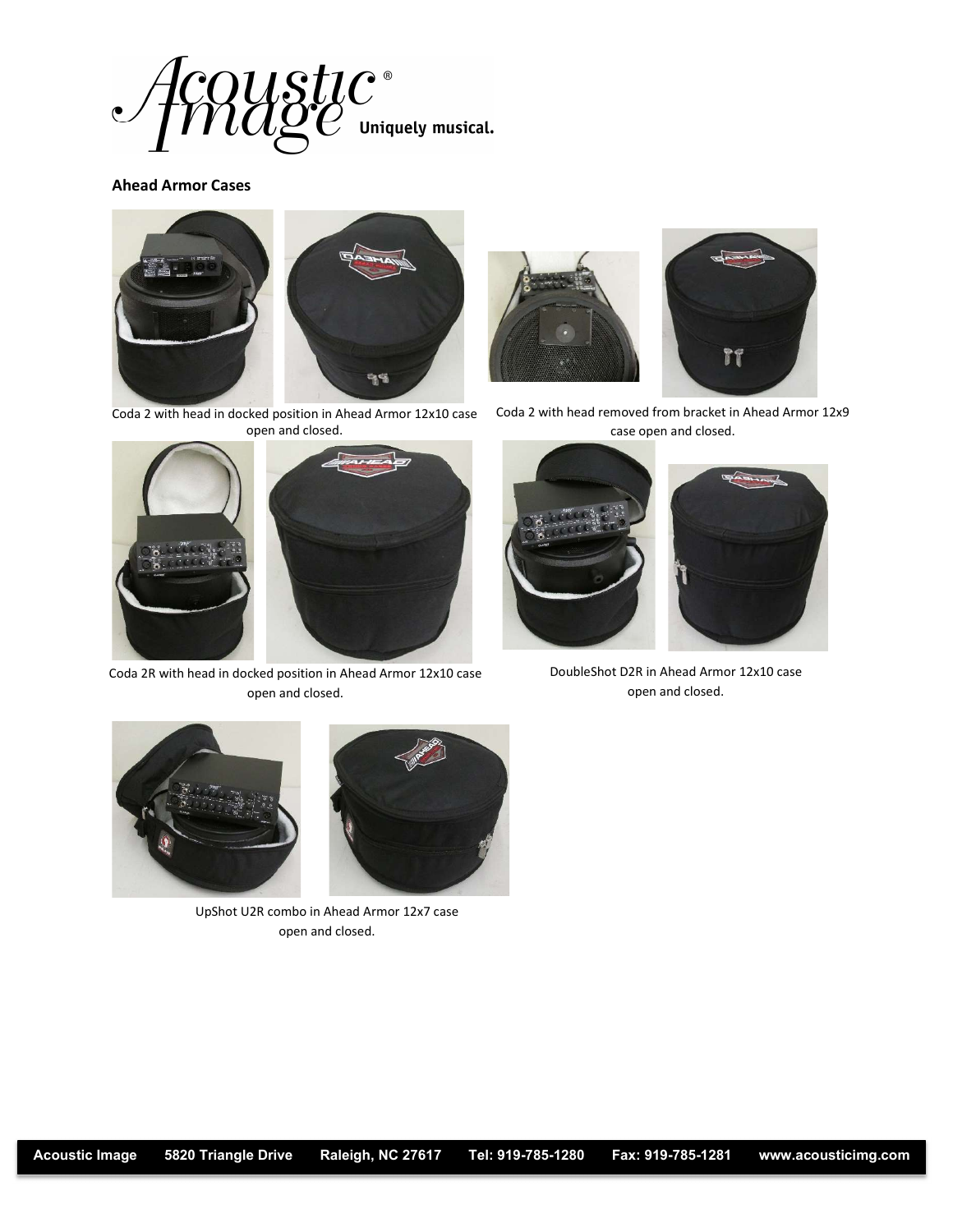## Ahead Armor Cases

Coda 2 with head in docked position in Ahead Armor 12x10 case open and closed.

Coda 2 with head removed from bracket in Ahead Armor 12x9 case open and closed.

Coda 2R with head in docked position in Ahead Armor 12x10 case open and closed.

DoubleShot D2R in Ahead Armor 12x10 case open and closed.

UpShot U2R combo in Ahead Armor 12x7 case open and closed.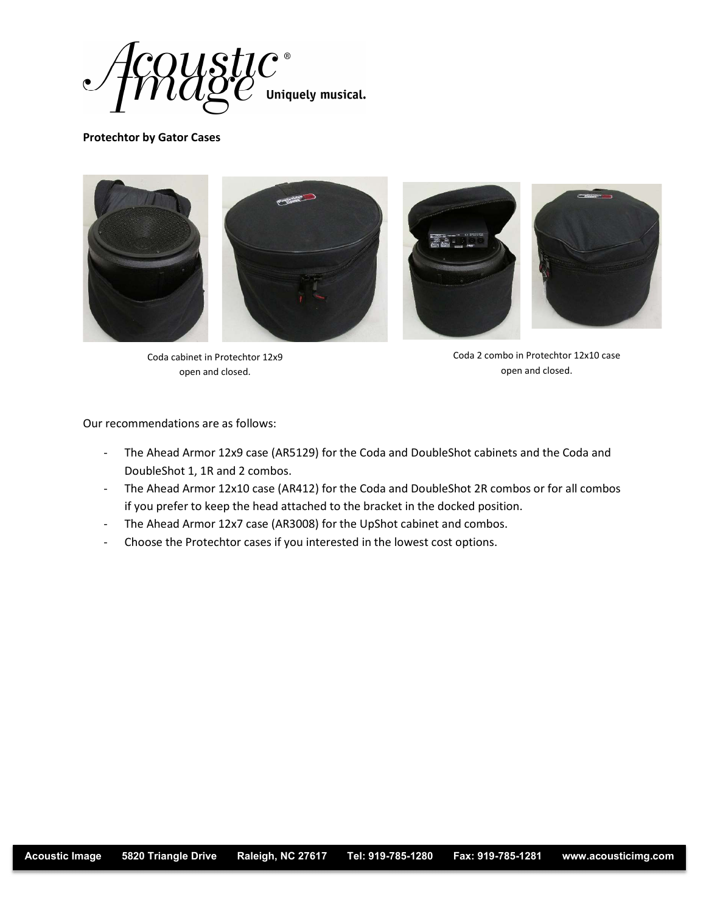**Protechtor by Gator Cases**

Coda cabinet in Protechtor 12x9 open and closed.

Coda 2 combo in Protechtor 12x10 case open and closed.

Our recommendations are as follows:

- The Ahead Armor 12x9 case (AR5129) for the Coda and DoubleShot cabinets and the Coda and DoubleShot 1, 1R and 2 combos.
- The Ahead Armor 12x10 case (AR412) for the Coda and DoubleShot 2R combos or for all combos if you prefer to keep the head attached to the bracket in the docked position.
- The Ahead Armor 12x7 case (AR3008) for the UpShot cabinet and combos.
- Choose the Protechtor cases if you interested in the lowest cost options.